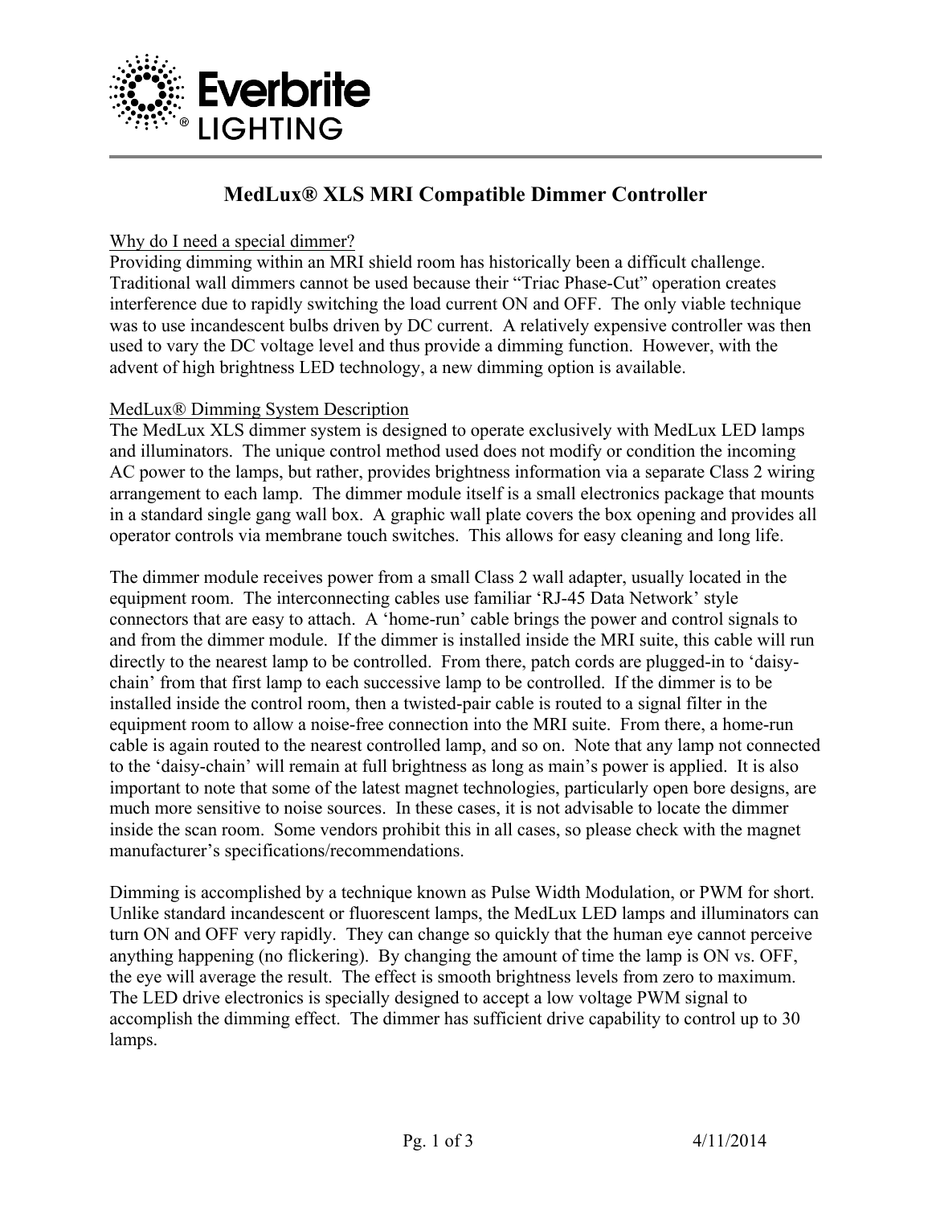# MedLux® XLS MRI Compatible Dimmer Controller

## Why do I need a special dimmer?

Providing dimming within an MRI shield room has historically been a difficult challenge. Traditional wall dimmers cannot be used because their "Triac Phase-Cut" operation creates interference due to rapidly switching the load current ON and OFF. The only viable technique was to use incandescent bulbs driven by DC current. A relatively expensive controller was then used to vary the DC voltage level and thus provide a dimming function. However, with the advent of high brightness LED technology, a new dimming option is available.

## MedLux® Dimming System Description

The MedLux XLS dimmer system is designed to operate exclusively with MedLux LED lamps and illuminators. The unique control method used does not modify or condition the incoming AC power to the lamps, but rather, provides brightness information via a separate Class 2 wiring arrangement to each lamp. The dimmer module itself is a small electronics package that mounts in a standard single gang wall box. A graphic wall plate covers the box opening and provides all operator controls via membrane touch switches. This allows for easy cleaning and long life.

The dimmer module receives power from a small Class 2 wall adapter, usually located in the equipment room. The interconnecting cables use familiar 'RJ-45 Data Network' style connectors that are easy to attach. A 'home-run' cable brings the power and control signals to and from the dimmer module. If the dimmer is installed inside the MRI suite, this cable will run directly to the nearest lamp to be controlled. From there, patch cords are plugged-in to 'daisy-chain' from that first lamp to each successive lamp to be controlled. If the dimmer is to be installed inside the control room, then a twisted-pair cable is routed to a signal filter in the equipment room to allow a noise-free connection into the MRI suite. From there, a home-run cable is again routed to the nearest controlled lamp, and so on. Note that any lamp not connected to the 'daisy-chain' will remain at full brightness as long as main's power is applied. It is also important to note that some of the latest magnet technologies, particularly open bore designs, are much more sensitive to noise sources. In these cases, it is not advisable to locate the dimmer inside the scan room. Some vendors prohibit this in all cases, so please check with the magnet manufacturer's specifications/recommendations.

Dimming is accomplished by a technique known as Pulse Width Modulation, or PWM for short. Unlike standard incandescent or fluorescent lamps, the MedLux LED lamps and illuminators can turn ON and OFF very rapidly. They can change so quickly that the human eye cannot perceive anything happening (no flickering). By changing the amount of time the lamp is ON vs. OFF, the eye will average the result. The effect is smooth brightness levels from zero to maximum. The LED drive electronics is specially designed to accept a low voltage PWM signal to accomplish the dimming effect. The dimmer has sufficient drive capability to control up to 30 lamps.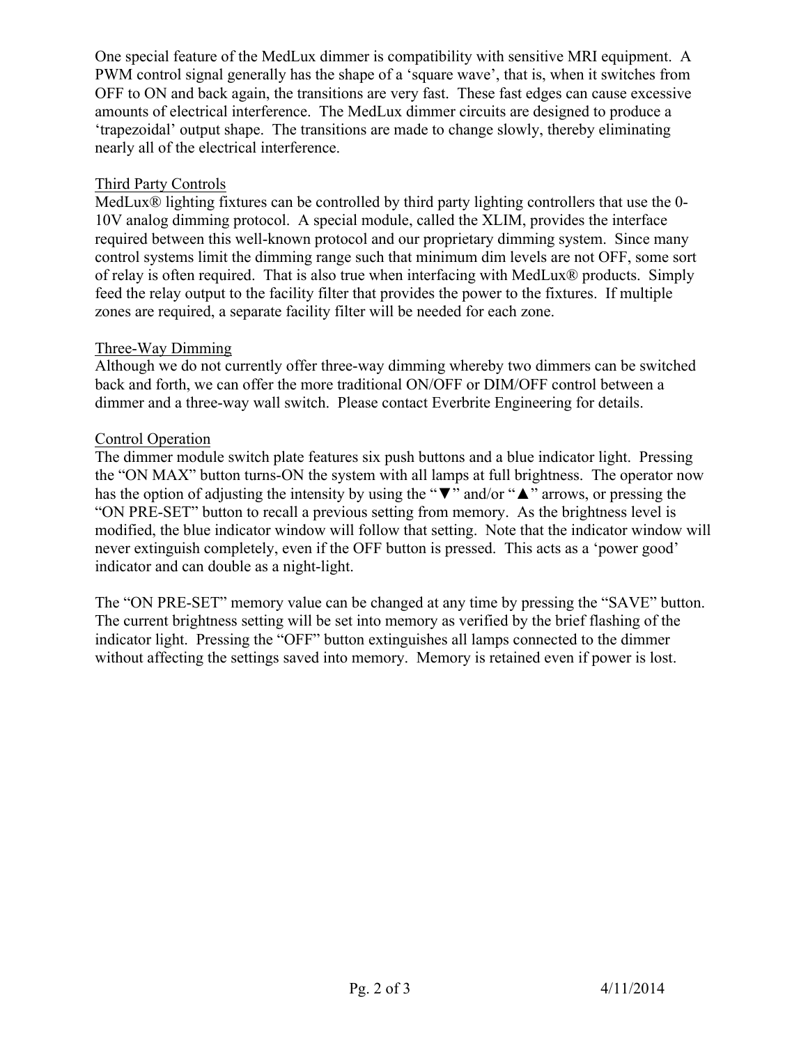One special feature of the MedLux dimmer is compatibility with sensitive MRI equipment. A PWM control signal generally has the shape of a 'square wave', that is, when it switches from OFF to ON and back again, the transitions are very fast. These fast edges can cause excessive amounts of electrical interference. The MedLux dimmer circuits are designed to produce a 'trapezoidal' output shape. The transitions are made to change slowly, thereby eliminating nearly all of the electrical interference.

## Third Party Controls

MedLux® lighting fixtures can be controlled by third party lighting controllers that use the 0-10V analog dimming protocol. A special module, called the XLIM, provides the interface required between this well-known protocol and our proprietary dimming system. Since many control systems limit the dimming range such that minimum dim levels are not OFF, some sort of relay is often required. That is also true when interfacing with MedLux® products. Simply feed the relay output to the facility filter that provides the power to the fixtures. If multiple zones are required, a separate facility filter will be needed for each zone.

## Three-Way Dimming

Although we do not currently offer three-way dimming whereby two dimmers can be switched back and forth, we can offer the more traditional ON/OFF or DIM/OFF control between a dimmer and a three-way wall switch. Please contact Everbrite Engineering for details.

## Control Operation

The dimmer module switch plate features six push buttons and a blue indicator light. Pressing the "ON MAX" button turns-ON the system with all lamps at full brightness. The operator now has the option of adjusting the intensity by using the "▼" and/or "▲" arrows, or pressing the "ON PRE-SET" button to recall a previous setting from memory. As the brightness level is modified, the blue indicator window will follow that setting. Note that the indicator window will never extinguish completely, even if the OFF button is pressed. This acts as a 'power good' indicator and can double as a night-light.

The "ON PRE-SET" memory value can be changed at any time by pressing the "SAVE" button. The current brightness setting will be set into memory as verified by the brief flashing of the indicator light. Pressing the "OFF" button extinguishes all lamps connected to the dimmer without affecting the settings saved into memory. Memory is retained even if power is lost.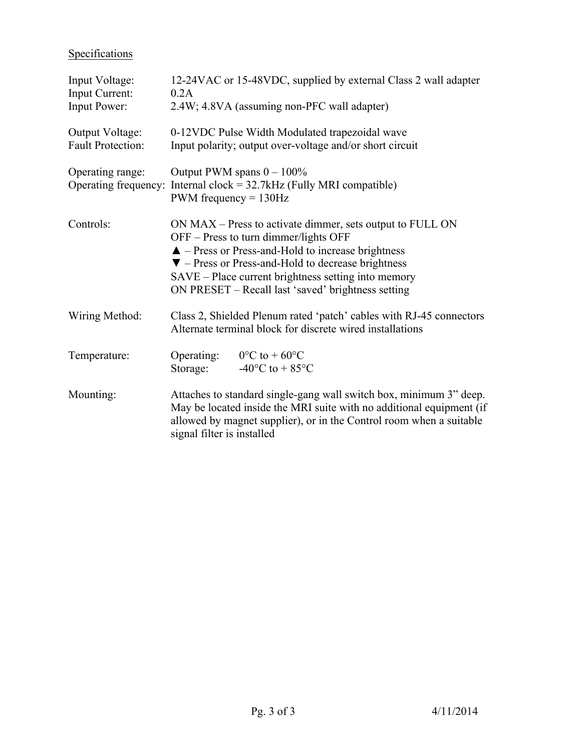## Specifications

| | |
|---|---|
| Input Voltage: | 12-24VAC or 15-48VDC, supplied by external Class 2 wall adapter |
| Input Current: | 0.2A |
| Input Power: | 2.4W; 4.8VA (assuming non-PFC wall adapter) |
| Output Voltage: | 0-12VDC Pulse Width Modulated trapezoidal wave |
| Fault Protection: | Input polarity; output over-voltage and/or short circuit |
| Operating range: | Output PWM spans 0 – 100% |
| Operating frequency: | Internal clock = 32.7kHz (Fully MRI compatible)<br>PWM frequency = 130Hz |
| Controls: | ON MAX – Press to activate dimmer, sets output to FULL ON<br>OFF – Press to turn dimmer/lights OFF<br>▲ – Press or Press-and-Hold to increase brightness<br>▼ – Press or Press-and-Hold to decrease brightness<br>SAVE – Place current brightness setting into memory<br>ON PRESET – Recall last 'saved' brightness setting |
| Wiring Method: | Class 2, Shielded Plenum rated 'patch' cables with RJ-45 connectors<br>Alternate terminal block for discrete wired installations |
| Temperature: | Operating: 0°C to + 60°C<br>Storage: -40°C to + 85°C |
| Mounting: | Attaches to standard single-gang wall switch box, minimum 3" deep. May be located inside the MRI suite with no additional equipment (if allowed by magnet supplier), or in the Control room when a suitable signal filter is installed |

4/11/2014